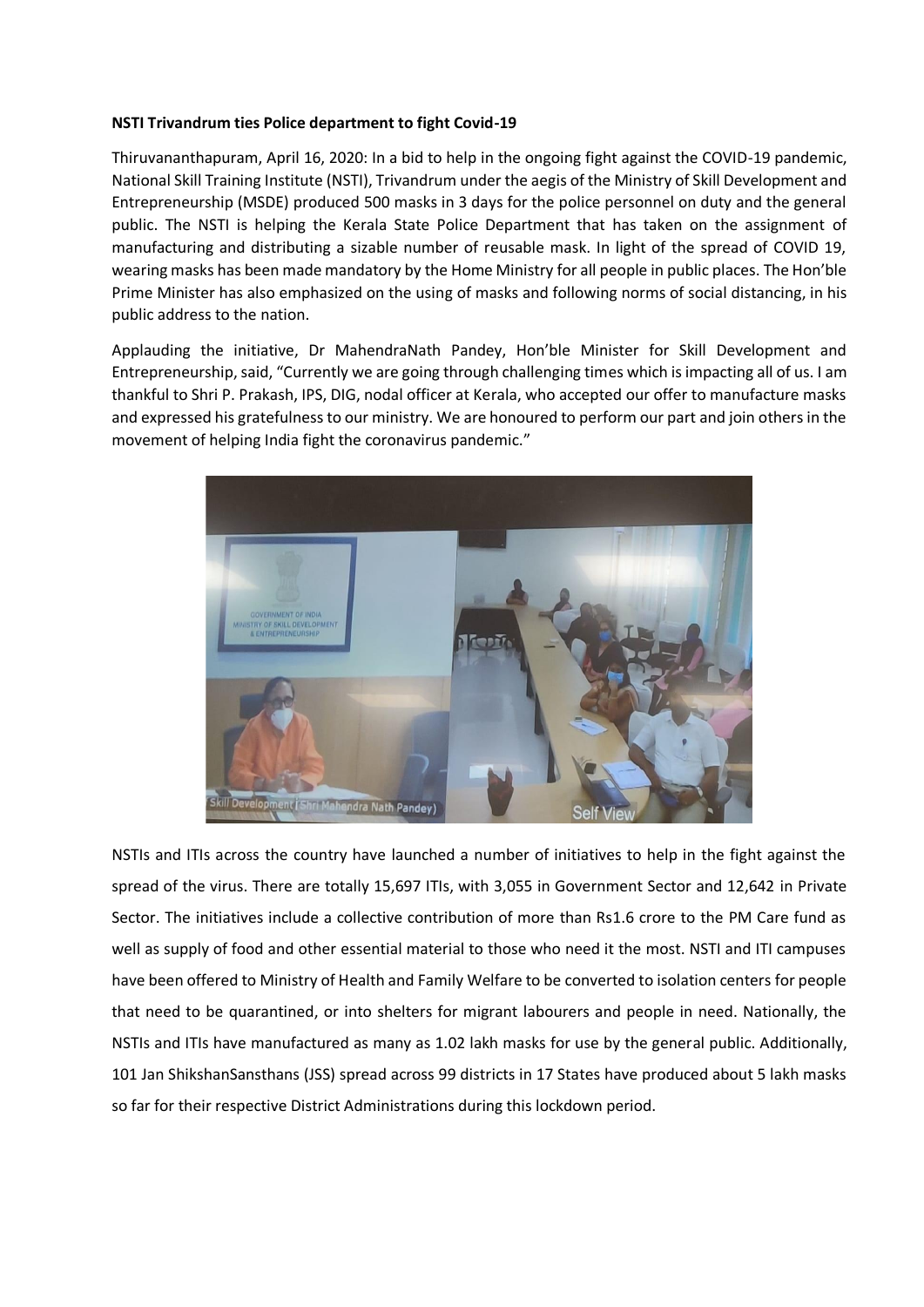**NSTI Trivandrum ties Police department to fight Covid-19**

Thiruvananthapuram, April 16, 2020: In a bid to help in the ongoing fight against the COVID-19 pandemic, National Skill Training Institute (NSTI), Trivandrum under the aegis of the Ministry of Skill Development and Entrepreneurship (MSDE) produced 500 masks in 3 days for the police personnel on duty and the general public. The NSTI is helping the Kerala State Police Department that has taken on the assignment of manufacturing and distributing a sizable number of reusable mask. In light of the spread of COVID 19, wearing masks has been made mandatory by the Home Ministry for all people in public places. The Hon'ble Prime Minister has also emphasized on the using of masks and following norms of social distancing, in his public address to the nation.

Applauding the initiative, Dr MahendraNath Pandey, Hon'ble Minister for Skill Development and Entrepreneurship, said, "Currently we are going through challenging times which is impacting all of us. I am thankful to Shri P. Prakash, IPS, DIG, nodal officer at Kerala, who accepted our offer to manufacture masks and expressed his gratefulness to our ministry. We are honoured to perform our part and join others in the movement of helping India fight the coronavirus pandemic."

NSTIs and ITIs across the country have launched a number of initiatives to help in the fight against the spread of the virus. There are totally 15,697 ITIs, with 3,055 in Government Sector and 12,642 in Private Sector. The initiatives include a collective contribution of more than Rs1.6 crore to the PM Care fund as well as supply of food and other essential material to those who need it the most. NSTI and ITI campuses have been offered to Ministry of Health and Family Welfare to be converted to isolation centers for people that need to be quarantined, or into shelters for migrant labourers and people in need. Nationally, the NSTIs and ITIs have manufactured as many as 1.02 lakh masks for use by the general public. Additionally, 101 Jan ShikshanSansthans (JSS) spread across 99 districts in 17 States have produced about 5 lakh masks so far for their respective District Administrations during this lockdown period.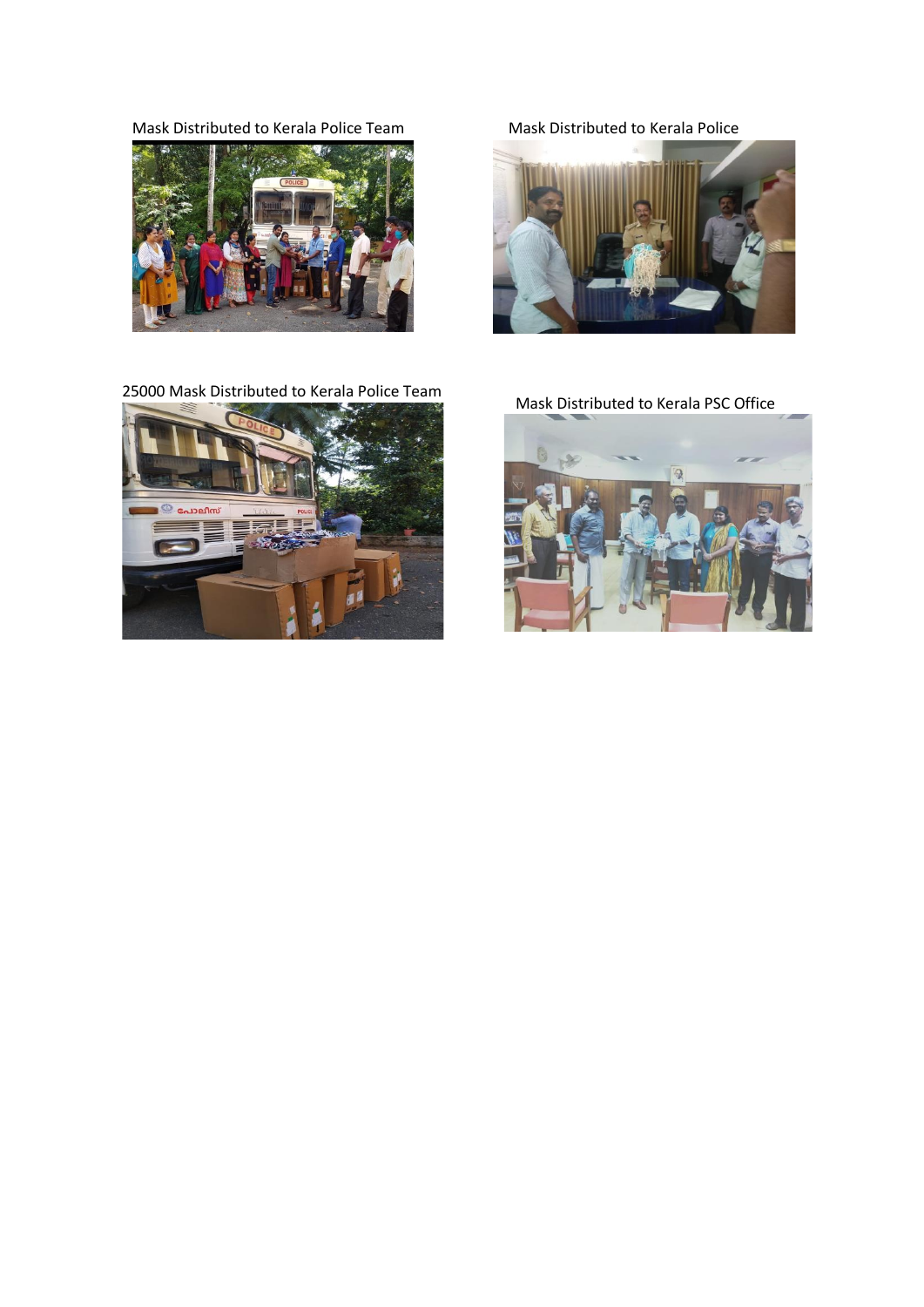Mask Distributed to Kerala Police Team

Mask Distributed to Kerala Police

25000 Mask Distributed to Kerala Police Team

Mask Distributed to Kerala PSC Office